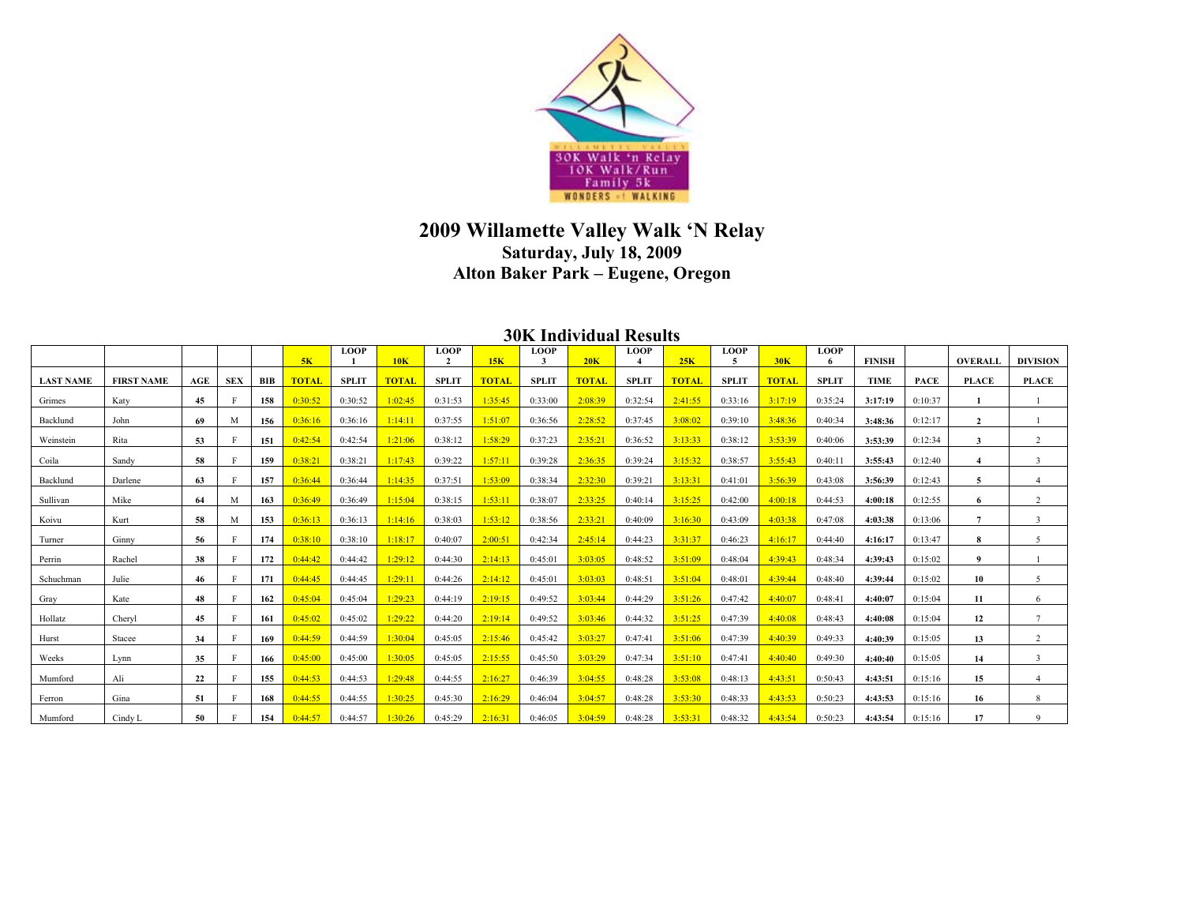# 2009 Willamette Valley Walk 'N Relay

**Saturday, July 18, 2009**

**Alton Baker Park – Eugene, Oregon**

## 30K Individual Results

| LAST NAME | FIRST NAME | AGE | SEX | BIB | 5K TOTAL | LOOP 1 SPLIT | 10K TOTAL | LOOP 2 SPLIT | 15K TOTAL | LOOP 3 SPLIT | 20K TOTAL | LOOP 4 SPLIT | 25K TOTAL | LOOP 5 SPLIT | 30K TOTAL | LOOP 6 SPLIT | FINISH TIME | PACE | OVERALL PLACE | DIVISION PLACE |
|---|---|---|---|---|---|---|---|---|---|---|---|---|---|---|---|---|---|---|---|---|
| Grimes | Katy | 45 | F | 158 | 0:30:52 | 0:30:52 | 1:02:45 | 0:31:53 | 1:35:45 | 0:33:00 | 2:08:39 | 0:32:54 | 2:41:55 | 0:33:16 | 3:17:19 | 0:35:24 | 3:17:19 | 0:10:37 | 1 | 1 |
| Backlund | John | 69 | M | 156 | 0:36:16 | 0:36:16 | 1:14:11 | 0:37:55 | 1:51:07 | 0:36:56 | 2:28:52 | 0:37:45 | 3:08:02 | 0:39:10 | 3:48:36 | 0:40:34 | 3:48:36 | 0:12:17 | 2 | 1 |
| Weinstein | Rita | 53 | F | 151 | 0:42:54 | 0:42:54 | 1:21:06 | 0:38:12 | 1:58:29 | 0:37:23 | 2:35:21 | 0:36:52 | 3:13:33 | 0:38:12 | 3:53:39 | 0:40:06 | 3:53:39 | 0:12:34 | 3 | 2 |
| Coila | Sandy | 58 | F | 159 | 0:38:21 | 0:38:21 | 1:17:43 | 0:39:22 | 1:57:11 | 0:39:28 | 2:36:35 | 0:39:24 | 3:15:32 | 0:38:57 | 3:55:43 | 0:40:11 | 3:55:43 | 0:12:40 | 4 | 3 |
| Backlund | Darlene | 63 | F | 157 | 0:36:44 | 0:36:44 | 1:14:35 | 0:37:51 | 1:53:09 | 0:38:34 | 2:32:30 | 0:39:21 | 3:13:31 | 0:41:01 | 3:56:39 | 0:43:08 | 3:56:39 | 0:12:43 | 5 | 4 |
| Sullivan | Mike | 64 | M | 163 | 0:36:49 | 0:36:49 | 1:15:04 | 0:38:15 | 1:53:11 | 0:38:07 | 2:33:25 | 0:40:14 | 3:15:25 | 0:42:00 | 4:00:18 | 0:44:53 | 4:00:18 | 0:12:55 | 6 | 2 |
| Koivu | Kurt | 58 | M | 153 | 0:36:13 | 0:36:13 | 1:14:16 | 0:38:03 | 1:53:12 | 0:38:56 | 2:33:21 | 0:40:09 | 3:16:30 | 0:43:09 | 4:03:38 | 0:47:08 | 4:03:38 | 0:13:06 | 7 | 3 |
| Turner | Ginny | 56 | F | 174 | 0:38:10 | 0:38:10 | 1:18:17 | 0:40:07 | 2:00:51 | 0:42:34 | 2:45:14 | 0:44:23 | 3:31:37 | 0:46:23 | 4:16:17 | 0:44:40 | 4:16:17 | 0:13:47 | 8 | 5 |
| Perrin | Rachel | 38 | F | 172 | 0:44:42 | 0:44:42 | 1:29:12 | 0:44:30 | 2:14:13 | 0:45:01 | 3:03:05 | 0:48:52 | 3:51:09 | 0:48:04 | 4:39:43 | 0:48:34 | 4:39:43 | 0:15:02 | 9 | 1 |
| Schuchman | Julie | 46 | F | 171 | 0:44:45 | 0:44:45 | 1:29:11 | 0:44:26 | 2:14:12 | 0:45:01 | 3:03:03 | 0:48:51 | 3:51:04 | 0:48:01 | 4:39:44 | 0:48:40 | 4:39:44 | 0:15:02 | 10 | 5 |
| Gray | Kate | 48 | F | 162 | 0:45:04 | 0:45:04 | 1:29:23 | 0:44:19 | 2:19:15 | 0:49:52 | 3:03:44 | 0:44:29 | 3:51:26 | 0:47:42 | 4:40:07 | 0:48:41 | 4:40:07 | 0:15:04 | 11 | 6 |
| Hollatz | Cheryl | 45 | F | 161 | 0:45:02 | 0:45:02 | 1:29:22 | 0:44:20 | 2:19:14 | 0:49:52 | 3:03:46 | 0:44:32 | 3:51:25 | 0:47:39 | 4:40:08 | 0:48:43 | 4:40:08 | 0:15:04 | 12 | 7 |
| Hurst | Stacee | 34 | F | 169 | 0:44:59 | 0:44:59 | 1:30:04 | 0:45:05 | 2:15:46 | 0:45:42 | 3:03:27 | 0:47:41 | 3:51:06 | 0:47:39 | 4:40:39 | 0:49:33 | 4:40:39 | 0:15:05 | 13 | 2 |
| Weeks | Lynn | 35 | F | 166 | 0:45:00 | 0:45:00 | 1:30:05 | 0:45:05 | 2:15:55 | 0:45:50 | 3:03:29 | 0:47:34 | 3:51:10 | 0:47:41 | 4:40:40 | 0:49:30 | 4:40:40 | 0:15:05 | 14 | 3 |
| Mumford | Ali | 22 | F | 155 | 0:44:53 | 0:44:53 | 1:29:48 | 0:44:55 | 2:16:27 | 0:46:39 | 3:04:55 | 0:48:28 | 3:53:08 | 0:48:13 | 4:43:51 | 0:50:43 | 4:43:51 | 0:15:16 | 15 | 4 |
| Ferron | Gina | 51 | F | 168 | 0:44:55 | 0:44:55 | 1:30:25 | 0:45:30 | 2:16:29 | 0:46:04 | 3:04:57 | 0:48:28 | 3:53:30 | 0:48:33 | 4:43:53 | 0:50:23 | 4:43:53 | 0:15:16 | 16 | 8 |
| Mumford | Cindy L | 50 | F | 154 | 0:44:57 | 0:44:57 | 1:30:26 | 0:45:29 | 2:16:31 | 0:46:05 | 3:04:59 | 0:48:28 | 3:53:31 | 0:48:32 | 4:43:54 | 0:50:23 | 4:43:54 | 0:15:16 | 17 | 9 |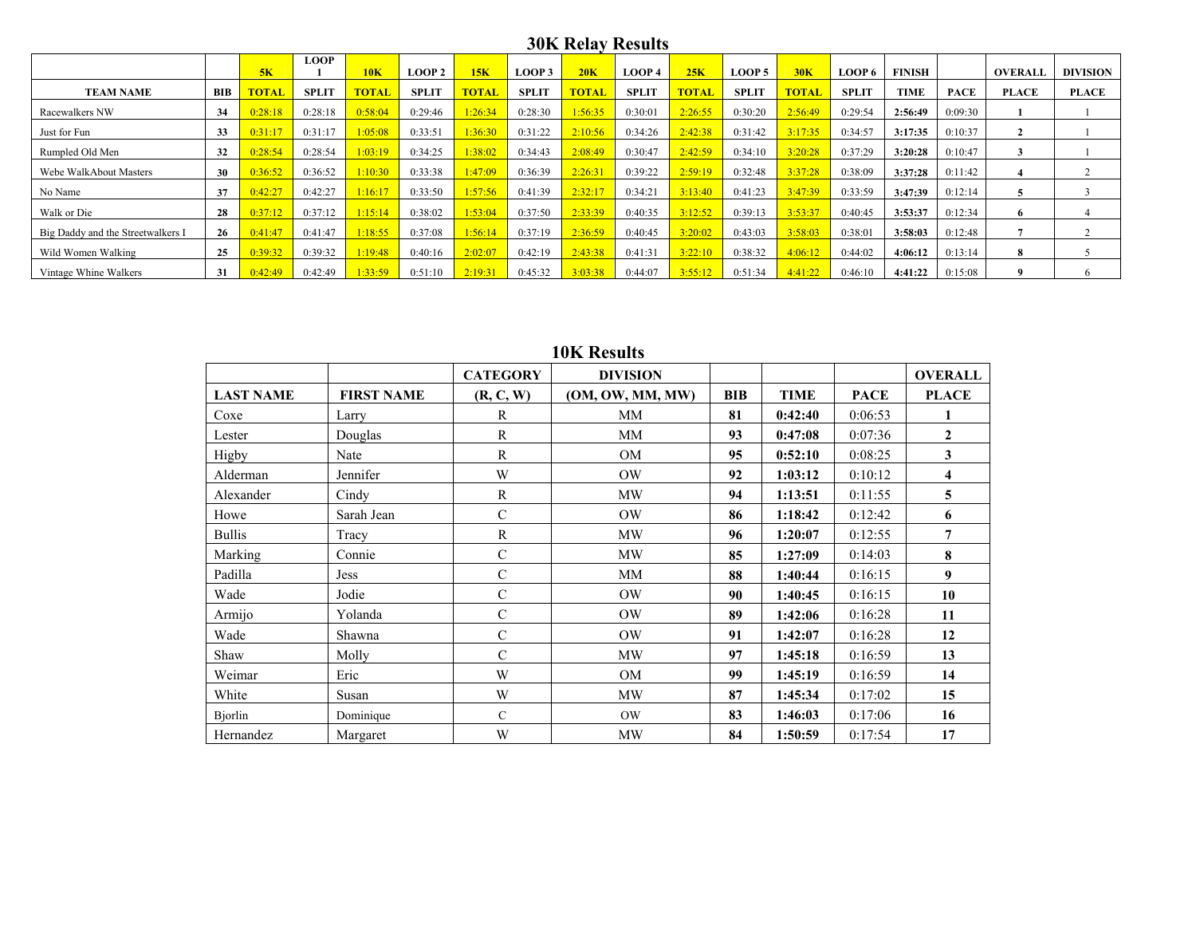# 30K Relay Results

| | | 5K | LOOP 1 | 10K | LOOP 2 | 15K | LOOP 3 | 20K | LOOP 4 | 25K | LOOP 5 | 30K | LOOP 6 | FINISH | | OVERALL | DIVISION |
|---|---|---|---|---|---|---|---|---|---|---|---|---|---|---|---|---|---|
| **TEAM NAME** | **BIB** | **TOTAL** | **SPLIT** | **TOTAL** | **SPLIT** | **TOTAL** | **SPLIT** | **TOTAL** | **SPLIT** | **TOTAL** | **SPLIT** | **TOTAL** | **SPLIT** | **TIME** | **PACE** | **PLACE** | **PLACE** |
| Racewalkers NW | **34** | 0:28:18 | 0:28:18 | 0:58:04 | 0:29:46 | 1:26:34 | 0:28:30 | 1:56:35 | 0:30:01 | 2:26:55 | 0:30:20 | 2:56:49 | 0:29:54 | **2:56:49** | 0:09:30 | **1** | 1 |
| Just for Fun | **33** | 0:31:17 | 0:31:17 | 1:05:08 | 0:33:51 | 1:36:30 | 0:31:22 | 2:10:56 | 0:34:26 | 2:42:38 | 0:31:42 | 3:17:35 | 0:34:57 | **3:17:35** | 0:10:37 | **2** | 1 |
| Rumpled Old Men | **32** | 0:28:54 | 0:28:54 | 1:03:19 | 0:34:25 | 1:38:02 | 0:34:43 | 2:08:49 | 0:30:47 | 2:42:59 | 0:34:10 | 3:20:28 | 0:37:29 | **3:20:28** | 0:10:47 | **3** | 1 |
| Webe WalkAbout Masters | **30** | 0:36:52 | 0:36:52 | 1:10:30 | 0:33:38 | 1:47:09 | 0:36:39 | 2:26:31 | 0:39:22 | 2:59:19 | 0:32:48 | 3:37:28 | 0:38:09 | **3:37:28** | 0:11:42 | **4** | 2 |
| No Name | **37** | 0:42:27 | 0:42:27 | 1:16:17 | 0:33:50 | 1:57:56 | 0:41:39 | 2:32:17 | 0:34:21 | 3:13:40 | 0:41:23 | 3:47:39 | 0:33:59 | **3:47:39** | 0:12:14 | **5** | 3 |
| Walk or Die | **28** | 0:37:12 | 0:37:12 | 1:15:14 | 0:38:02 | 1:53:04 | 0:37:50 | 2:33:39 | 0:40:35 | 3:12:52 | 0:39:13 | 3:53:37 | 0:40:45 | **3:53:37** | 0:12:34 | **6** | 4 |
| Big Daddy and the Streetwalkers I | **26** | 0:41:47 | 0:41:47 | 1:18:55 | 0:37:08 | 1:56:14 | 0:37:19 | 2:36:59 | 0:40:45 | 3:20:02 | 0:43:03 | 3:58:03 | 0:38:01 | **3:58:03** | 0:12:48 | **7** | 2 |
| Wild Women Walking | **25** | 0:39:32 | 0:39:32 | 1:19:48 | 0:40:16 | 2:02:07 | 0:42:19 | 2:43:38 | 0:41:31 | 3:22:10 | 0:38:32 | 4:06:12 | 0:44:02 | **4:06:12** | 0:13:14 | **8** | 5 |
| Vintage Whine Walkers | **31** | 0:42:49 | 0:42:49 | 1:33:59 | 0:51:10 | 2:19:31 | 0:45:32 | 3:03:38 | 0:44:07 | 3:55:12 | 0:51:34 | 4:41:22 | 0:46:10 | **4:41:22** | 0:15:08 | **9** | 6 |

# 10K Results

| | | CATEGORY | DIVISION | | | | OVERALL |
|---|---|---|---|---|---|---|---|
| **LAST NAME** | **FIRST NAME** | **(R, C, W)** | **(OM, OW, MM, MW)** | **BIB** | **TIME** | **PACE** | **PLACE** |
| Coxe | Larry | R | MM | **81** | **0:42:40** | 0:06:53 | **1** |
| Lester | Douglas | R | MM | **93** | **0:47:08** | 0:07:36 | **2** |
| Higby | Nate | R | OM | **95** | **0:52:10** | 0:08:25 | **3** |
| Alderman | Jennifer | W | OW | **92** | **1:03:12** | 0:10:12 | **4** |
| Alexander | Cindy | R | MW | **94** | **1:13:51** | 0:11:55 | **5** |
| Howe | Sarah Jean | C | OW | **86** | **1:18:42** | 0:12:42 | **6** |
| Bullis | Tracy | R | MW | **96** | **1:20:07** | 0:12:55 | **7** |
| Marking | Connie | C | MW | **85** | **1:27:09** | 0:14:03 | **8** |
| Padilla | Jess | C | MM | **88** | **1:40:44** | 0:16:15 | **9** |
| Wade | Jodie | C | OW | **90** | **1:40:45** | 0:16:15 | **10** |
| Armijo | Yolanda | C | OW | **89** | **1:42:06** | 0:16:28 | **11** |
| Wade | Shawna | C | OW | **91** | **1:42:07** | 0:16:28 | **12** |
| Shaw | Molly | C | MW | **97** | **1:45:18** | 0:16:59 | **13** |
| Weimar | Eric | W | OM | **99** | **1:45:19** | 0:16:59 | **14** |
| White | Susan | W | MW | **87** | **1:45:34** | 0:17:02 | **15** |
| Bjorlin | Dominique | C | OW | **83** | **1:46:03** | 0:17:06 | **16** |
| Hernandez | Margaret | W | MW | **84** | **1:50:59** | 0:17:54 | **17** |